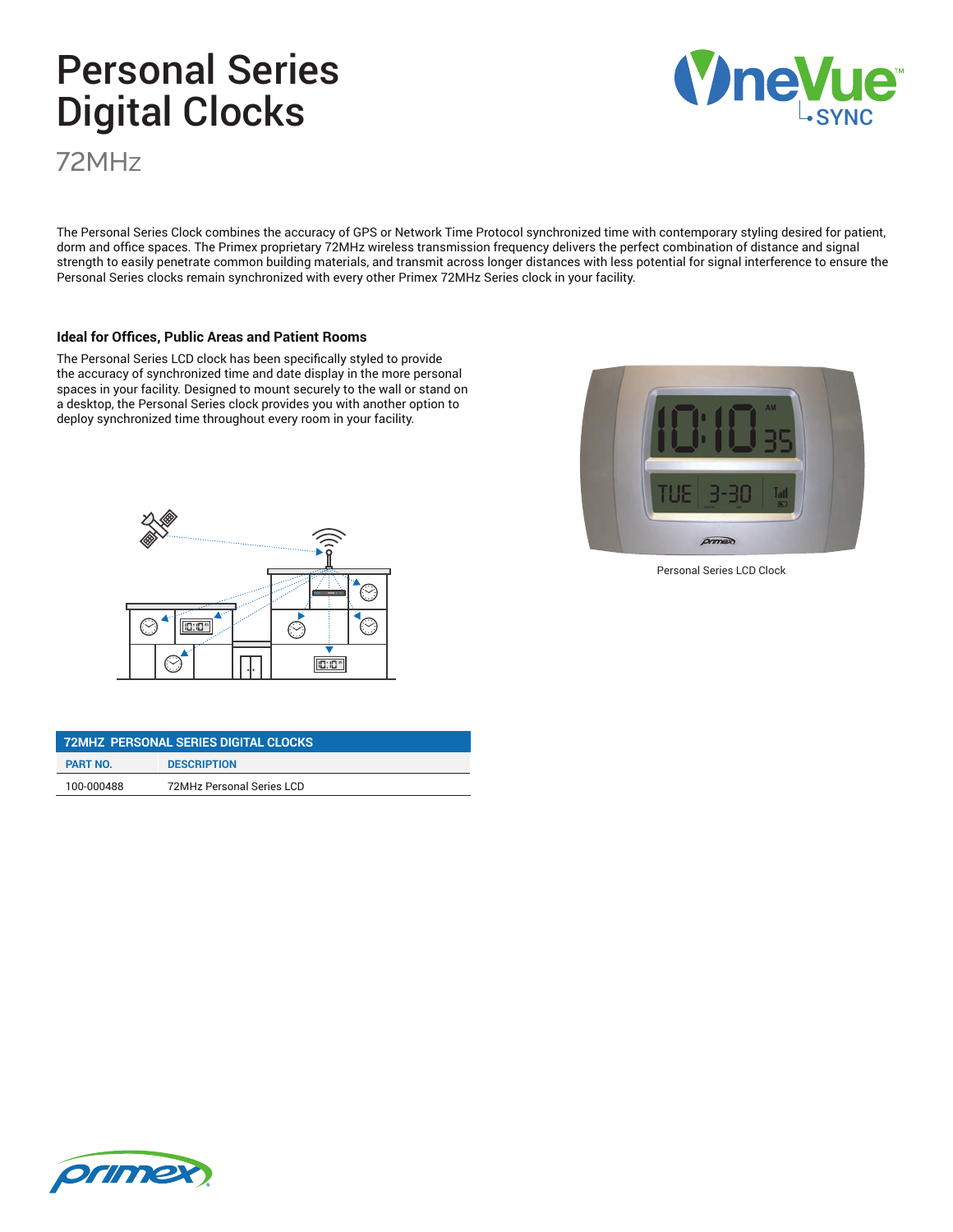# Personal Series Digital Clocks

72MHz

The Personal Series Clock combines the accuracy of GPS or Network Time Protocol synchronized time with contemporary styling desired for patient, dorm and office spaces. The Primex proprietary 72MHz wireless transmission frequency delivers the perfect combination of distance and signal strength to easily penetrate common building materials, and transmit across longer distances with less potential for signal interference to ensure the Personal Series clocks remain synchronized with every other Primex 72MHz Series clock in your facility.

### Ideal for Offices, Public Areas and Patient Rooms

The Personal Series LCD clock has been specifically styled to provide the accuracy of synchronized time and date display in the more personal spaces in your facility. Designed to mount securely to the wall or stand on a desktop, the Personal Series clock provides you with another option to deploy synchronized time throughout every room in your facility.

Personal Series LCD Clock

| 72MHZ PERSONAL SERIES DIGITAL CLOCKS | |
|---|---|
| PART NO. | DESCRIPTION |
| 100-000488 | 72MHz Personal Series LCD |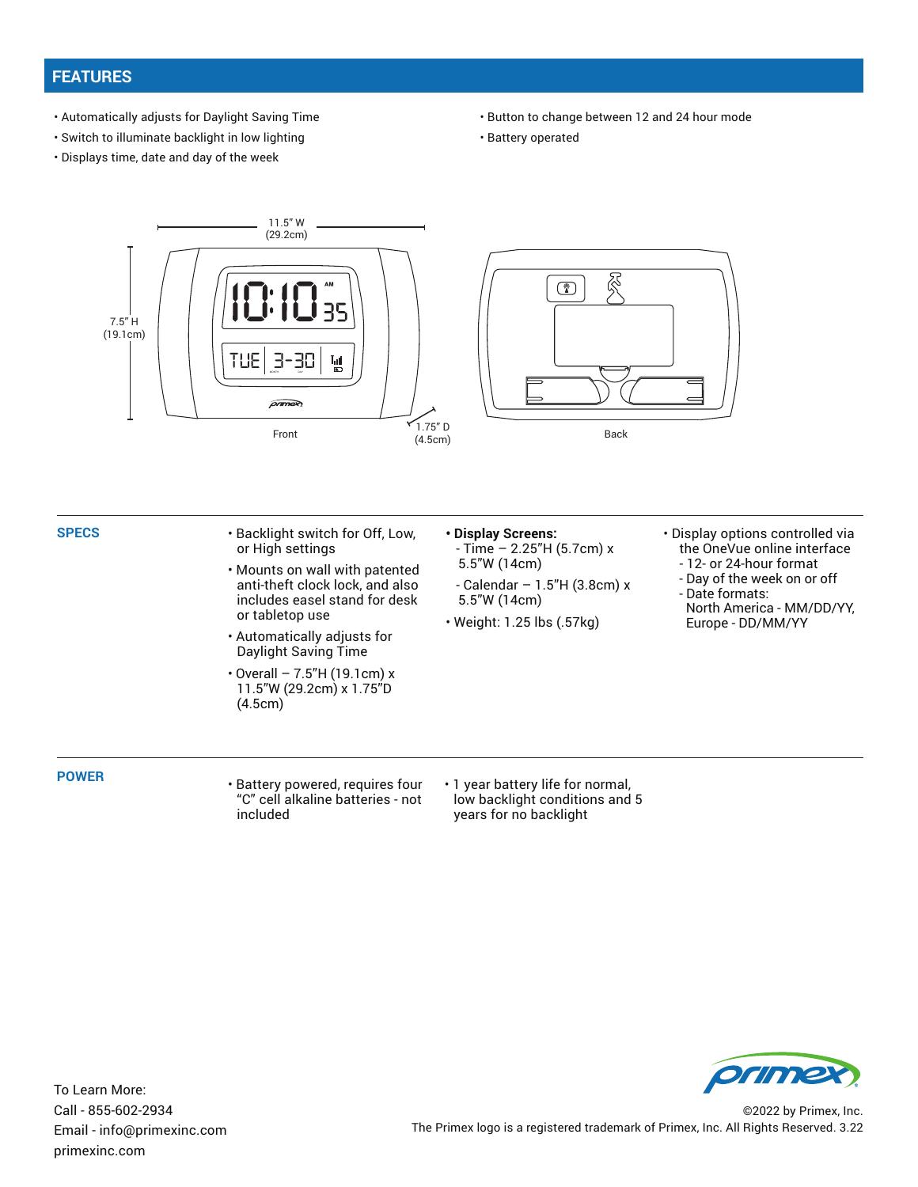## FEATURES

- Automatically adjusts for Daylight Saving Time
- Switch to illuminate backlight in low lighting
- Displays time, date and day of the week
- Button to change between 12 and 24 hour mode
- Battery operated

11.5" W (29.2cm)

7.5" H (19.1cm)

1.75" D (4.5cm)

Front

Back

## SPECS

- Backlight switch for Off, Low, or High settings
- Mounts on wall with patented anti-theft clock lock, and also includes easel stand for desk or tabletop use
- Automatically adjusts for Daylight Saving Time
- Overall – 7.5"H (19.1cm) x 11.5"W (29.2cm) x 1.75"D (4.5cm)
- **Display Screens:**
  - Time – 2.25"H (5.7cm) x 5.5"W (14cm)
  - Calendar – 1.5"H (3.8cm) x 5.5"W (14cm)
- Weight: 1.25 lbs (.57kg)
- Display options controlled via the OneVue online interface
  - 12- or 24-hour format
  - Day of the week on or off
  - Date formats: North America - MM/DD/YY, Europe - DD/MM/YY

## POWER

- Battery powered, requires four "C" cell alkaline batteries - not included
- 1 year battery life for normal, low backlight conditions and 5 years for no backlight

To Learn More:
Call - 855-602-2934
Email - info@primexinc.com
primexinc.com

©2022 by Primex, Inc.
The Primex logo is a registered trademark of Primex, Inc. All Rights Reserved. 3.22